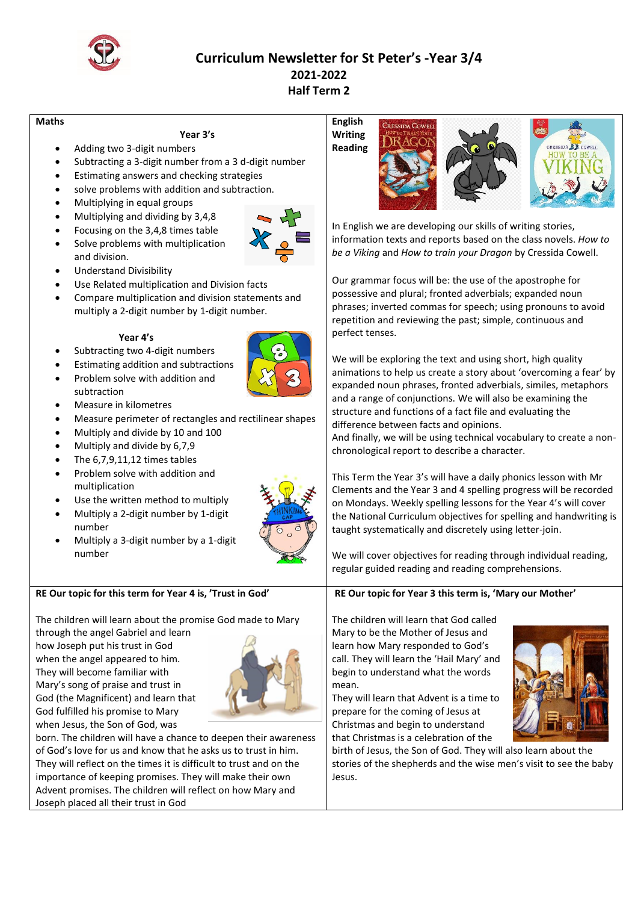# Curriculum Newsletter for St Peter's -Year 3/4

## 2021-2022

## Half Term 2

### Maths

**Year 3's**

- Adding two 3-digit numbers
- Subtracting a 3-digit number from a 3 d-digit number
- Estimating answers and checking strategies
- solve problems with addition and subtraction.
- Multiplying in equal groups
- Multiplying and dividing by 3,4,8
- Focusing on the 3,4,8 times table
- Solve problems with multiplication and division.
- Understand Divisibility
- Use Related multiplication and Division facts
- Compare multiplication and division statements and multiply a 2-digit number by 1-digit number.

**Year 4's**

- Subtracting two 4-digit numbers
- Estimating addition and subtractions
- Problem solve with addition and subtraction
- Measure in kilometres
- Measure perimeter of rectangles and rectilinear shapes
- Multiply and divide by 10 and 100
- Multiply and divide by 6,7,9
- The 6,7,9,11,12 times tables
- Problem solve with addition and multiplication
- Use the written method to multiply
- Multiply a 2-digit number by 1-digit number
- Multiply a 3-digit number by a 1-digit number

### English Writing Reading

In English we are developing our skills of writing stories, information texts and reports based on the class novels. *How to be a Viking* and *How to train your Dragon* by Cressida Cowell.

Our grammar focus will be: the use of the apostrophe for possessive and plural; fronted adverbials; expanded noun phrases; inverted commas for speech; using pronouns to avoid repetition and reviewing the simple, continuous and perfect tenses.

We will be exploring the text and using short, high quality animations to help us create a story about 'overcoming a fear' by expanded noun phrases, fronted adverbials, similes, metaphors and a range of conjunctions. We will also be examining the structure and functions of a fact file and evaluating the difference between facts and opinions.
And finally, we will be using technical vocabulary to create a non-chronological report to describe a character.

This Term the Year 3's will have a daily phonics lesson with Mr Clements and the Year 3 and 4 spelling progress will be recorded on Mondays. Weekly spelling lessons for the Year 4's will cover the National Curriculum objectives for spelling and handwriting is taught systematically and discretely using letter-join.

We will cover objectives for reading through individual reading, regular guided reading and reading comprehensions.

### RE Our topic for this term for Year 4 is, 'Trust in God'

The children will learn about the promise God made to Mary through the angel Gabriel and learn how Joseph put his trust in God when the angel appeared to him. They will become familiar with Mary's song of praise and trust in God (the Magnificent) and learn that God fulfilled his promise to Mary when Jesus, the Son of God, was born. The children will have a chance to deepen their awareness of God's love for us and know that he asks us to trust in him. They will reflect on the times it is difficult to trust and on the importance of keeping promises. They will make their own Advent promises. The children will reflect on how Mary and Joseph placed all their trust in God

### RE Our topic for Year 3 this term is, 'Mary our Mother'

The children will learn that God called Mary to be the Mother of Jesus and learn how Mary responded to God's call. They will learn the 'Hail Mary' and begin to understand what the words mean.
They will learn that Advent is a time to prepare for the coming of Jesus at Christmas and begin to understand that Christmas is a celebration of the birth of Jesus, the Son of God. They will also learn about the stories of the shepherds and the wise men's visit to see the baby Jesus.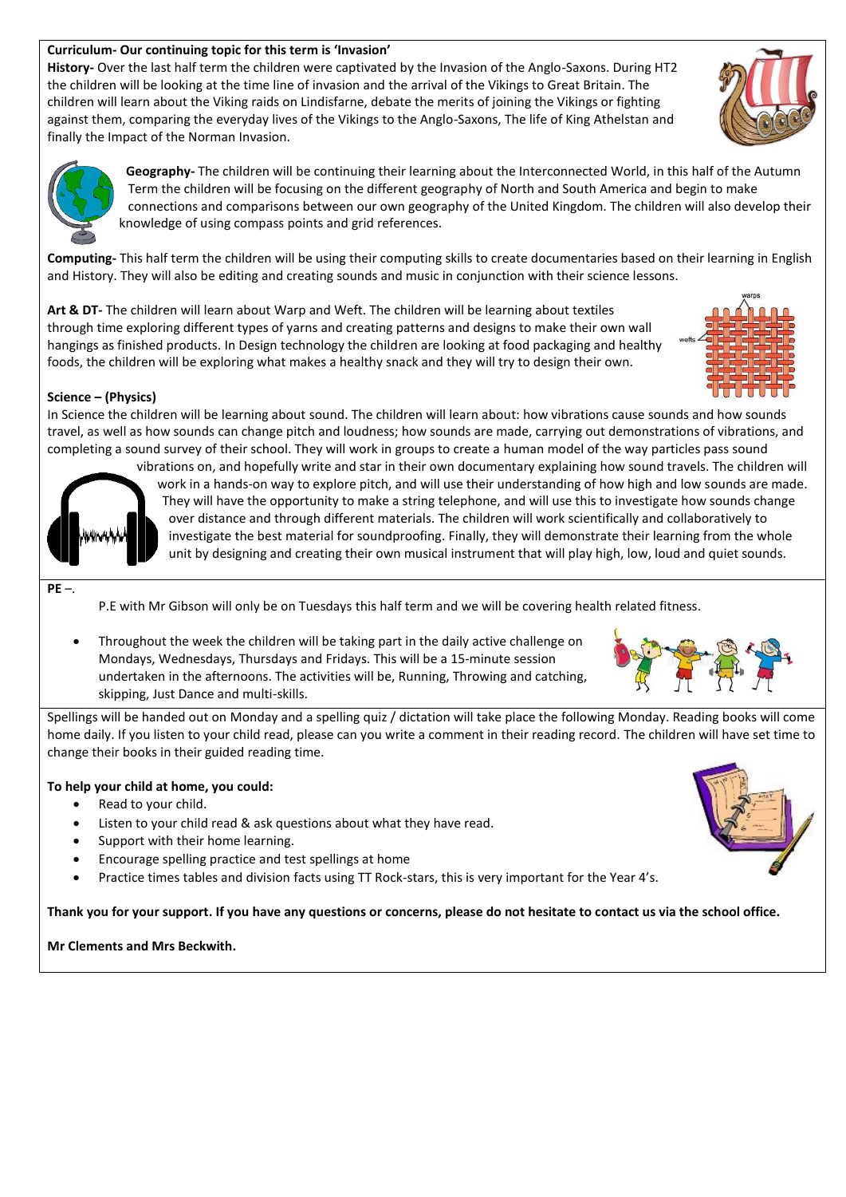**Curriculum- Our continuing topic for this term is 'Invasion'**

**History-** Over the last half term the children were captivated by the Invasion of the Anglo-Saxons. During HT2 the children will be looking at the time line of invasion and the arrival of the Vikings to Great Britain. The children will learn about the Viking raids on Lindisfarne, debate the merits of joining the Vikings or fighting against them, comparing the everyday lives of the Vikings to the Anglo-Saxons, The life of King Athelstan and finally the Impact of the Norman Invasion.

**Geography-** The children will be continuing their learning about the Interconnected World, in this half of the Autumn Term the children will be focusing on the different geography of North and South America and begin to make connections and comparisons between our own geography of the United Kingdom. The children will also develop their knowledge of using compass points and grid references.

**Computing-** This half term the children will be using their computing skills to create documentaries based on their learning in English and History. They will also be editing and creating sounds and music in conjunction with their science lessons.

**Art & DT-** The children will learn about Warp and Weft. The children will be learning about textiles through time exploring different types of yarns and creating patterns and designs to make their own wall hangings as finished products. In Design technology the children are looking at food packaging and healthy foods, the children will be exploring what makes a healthy snack and they will try to design their own.

**Science – (Physics)**

In Science the children will be learning about sound. The children will learn about: how vibrations cause sounds and how sounds travel, as well as how sounds can change pitch and loudness; how sounds are made, carrying out demonstrations of vibrations, and completing a sound survey of their school. They will work in groups to create a human model of the way particles pass sound vibrations on, and hopefully write and star in their own documentary explaining how sound travels. The children will work in a hands-on way to explore pitch, and will use their understanding of how high and low sounds are made. They will have the opportunity to make a string telephone, and will use this to investigate how sounds change over distance and through different materials. The children will work scientifically and collaboratively to investigate the best material for soundproofing. Finally, they will demonstrate their learning from the whole unit by designing and creating their own musical instrument that will play high, low, loud and quiet sounds.

**PE** –.

P.E with Mr Gibson will only be on Tuesdays this half term and we will be covering health related fitness.

- Throughout the week the children will be taking part in the daily active challenge on Mondays, Wednesdays, Thursdays and Fridays. This will be a 15-minute session undertaken in the afternoons. The activities will be, Running, Throwing and catching, skipping, Just Dance and multi-skills.

Spellings will be handed out on Monday and a spelling quiz / dictation will take place the following Monday. Reading books will come home daily. If you listen to your child read, please can you write a comment in their reading record. The children will have set time to change their books in their guided reading time.

**To help your child at home, you could:**

- Read to your child.
- Listen to your child read & ask questions about what they have read.
- Support with their home learning.
- Encourage spelling practice and test spellings at home
- Practice times tables and division facts using TT Rock-stars, this is very important for the Year 4's.

**Thank you for your support. If you have any questions or concerns, please do not hesitate to contact us via the school office.**

**Mr Clements and Mrs Beckwith.**